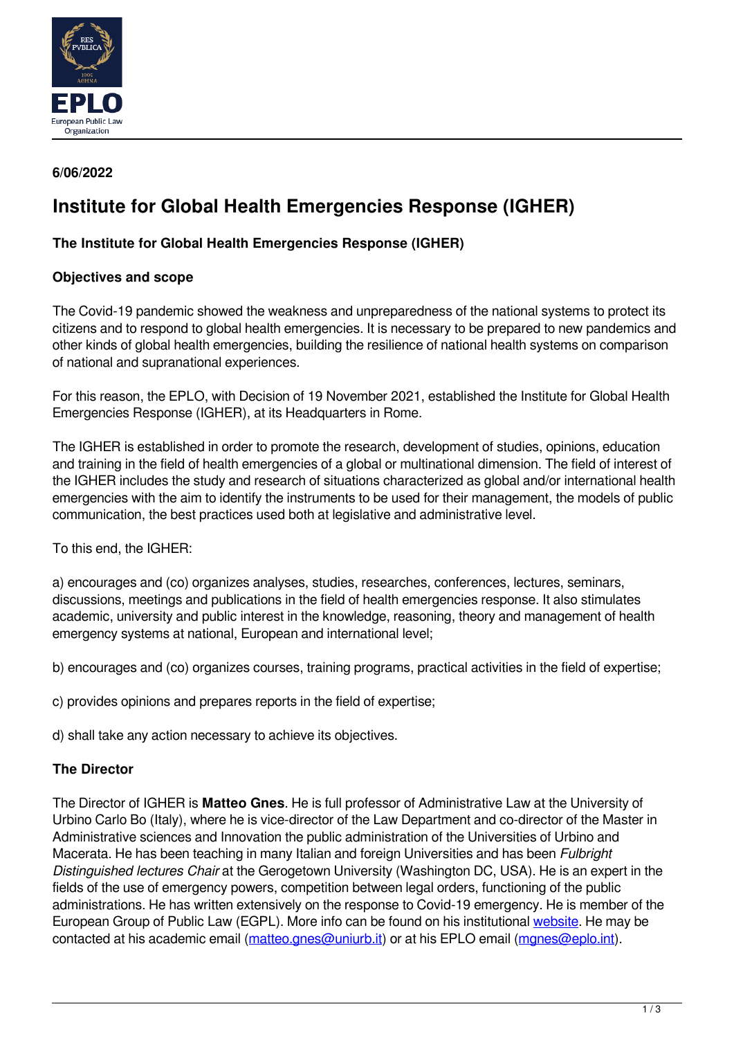**6/06/2022**

# Institute for Global Health Emergencies Response (IGHER)

**The Institute for Global Health Emergencies Response (IGHER)**

**Objectives and scope**

The Covid-19 pandemic showed the weakness and unpreparedness of the national systems to protect its citizens and to respond to global health emergencies. It is necessary to be prepared to new pandemics and other kinds of global health emergencies, building the resilience of national health systems on comparison of national and supranational experiences.

For this reason, the EPLO, with Decision of 19 November 2021, established the Institute for Global Health Emergencies Response (IGHER), at its Headquarters in Rome.

The IGHER is established in order to promote the research, development of studies, opinions, education and training in the field of health emergencies of a global or multinational dimension. The field of interest of the IGHER includes the study and research of situations characterized as global and/or international health emergencies with the aim to identify the instruments to be used for their management, the models of public communication, the best practices used both at legislative and administrative level.

To this end, the IGHER:

a) encourages and (co) organizes analyses, studies, researches, conferences, lectures, seminars, discussions, meetings and publications in the field of health emergencies response. It also stimulates academic, university and public interest in the knowledge, reasoning, theory and management of health emergency systems at national, European and international level;

b) encourages and (co) organizes courses, training programs, practical activities in the field of expertise;

c) provides opinions and prepares reports in the field of expertise;

d) shall take any action necessary to achieve its objectives.

**The Director**

The Director of IGHER is **Matteo Gnes**. He is full professor of Administrative Law at the University of Urbino Carlo Bo (Italy), where he is vice-director of the Law Department and co-director of the Master in Administrative sciences and Innovation the public administration of the Universities of Urbino and Macerata. He has been teaching in many Italian and foreign Universities and has been *Fulbright Distinguished lectures Chair* at the Gerogetown University (Washington DC, USA). He is an expert in the fields of the use of emergency powers, competition between legal orders, functioning of the public administrations. He has written extensively on the response to Covid-19 emergency. He is member of the European Group of Public Law (EGPL). More info can be found on his institutional website. He may be contacted at his academic email (matteo.gnes@uniurb.it) or at his EPLO email (mgnes@eplo.int).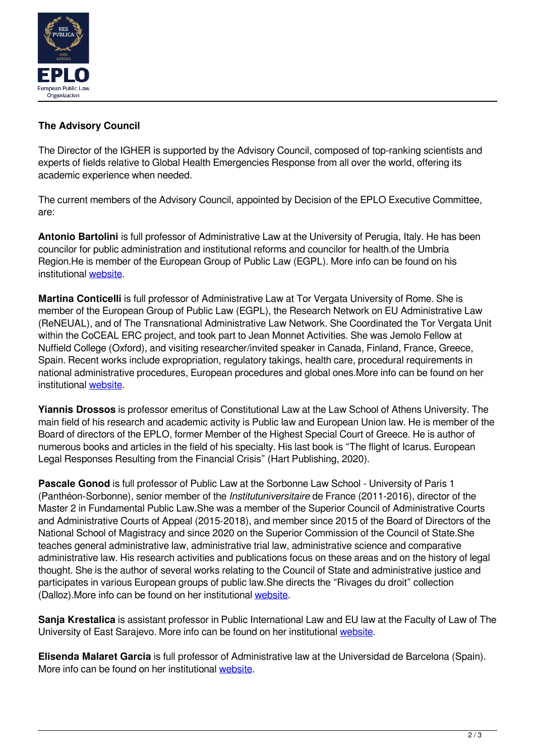### The Advisory Council

The Director of the IGHER is supported by the Advisory Council, composed of top-ranking scientists and experts of fields relative to Global Health Emergencies Response from all over the world, offering its academic experience when needed.

The current members of the Advisory Council, appointed by Decision of the EPLO Executive Committee, are:

**Antonio Bartolini** is full professor of Administrative Law at the University of Perugia, Italy. He has been councilor for public administration and institutional reforms and councilor for health.of the Umbria Region.He is member of the European Group of Public Law (EGPL). More info can be found on his institutional website.

**Martina Conticelli** is full professor of Administrative Law at Tor Vergata University of Rome. She is member of the European Group of Public Law (EGPL), the Research Network on EU Administrative Law (ReNEUAL), and of The Transnational Administrative Law Network. She Coordinated the Tor Vergata Unit within the CoCEAL ERC project, and took part to Jean Monnet Activities. She was Jemolo Fellow at Nuffield College (Oxford), and visiting researcher/invited speaker in Canada, Finland, France, Greece, Spain. Recent works include expropriation, regulatory takings, health care, procedural requirements in national administrative procedures, European procedures and global ones.More info can be found on her institutional website.

**Yiannis Drossos** is professor emeritus of Constitutional Law at the Law School of Athens University. The main field of his research and academic activity is Public law and European Union law. He is member of the Board of directors of the EPLO, former Member of the Highest Special Court of Greece. He is author of numerous books and articles in the field of his specialty. His last book is "The flight of Icarus. European Legal Responses Resulting from the Financial Crisis" (Hart Publishing, 2020).

**Pascale Gonod** is full professor of Public Law at the Sorbonne Law School - University of Paris 1 (Panthéon-Sorbonne), senior member of the *Institutuniversitaire* de France (2011-2016), director of the Master 2 in Fundamental Public Law.She was a member of the Superior Council of Administrative Courts and Administrative Courts of Appeal (2015-2018), and member since 2015 of the Board of Directors of the National School of Magistracy and since 2020 on the Superior Commission of the Council of State.She teaches general administrative law, administrative trial law, administrative science and comparative administrative law. His research activities and publications focus on these areas and on the history of legal thought. She is the author of several works relating to the Council of State and administrative justice and participates in various European groups of public law.She directs the "Rivages du droit" collection (Dalloz).More info can be found on her institutional website.

**Sanja Krestalica** is assistant professor in Public International Law and EU law at the Faculty of Law of The University of East Sarajevo. More info can be found on her institutional website.

**Elisenda Malaret Garcia** is full professor of Administrative law at the Universidad de Barcelona (Spain). More info can be found on her institutional website.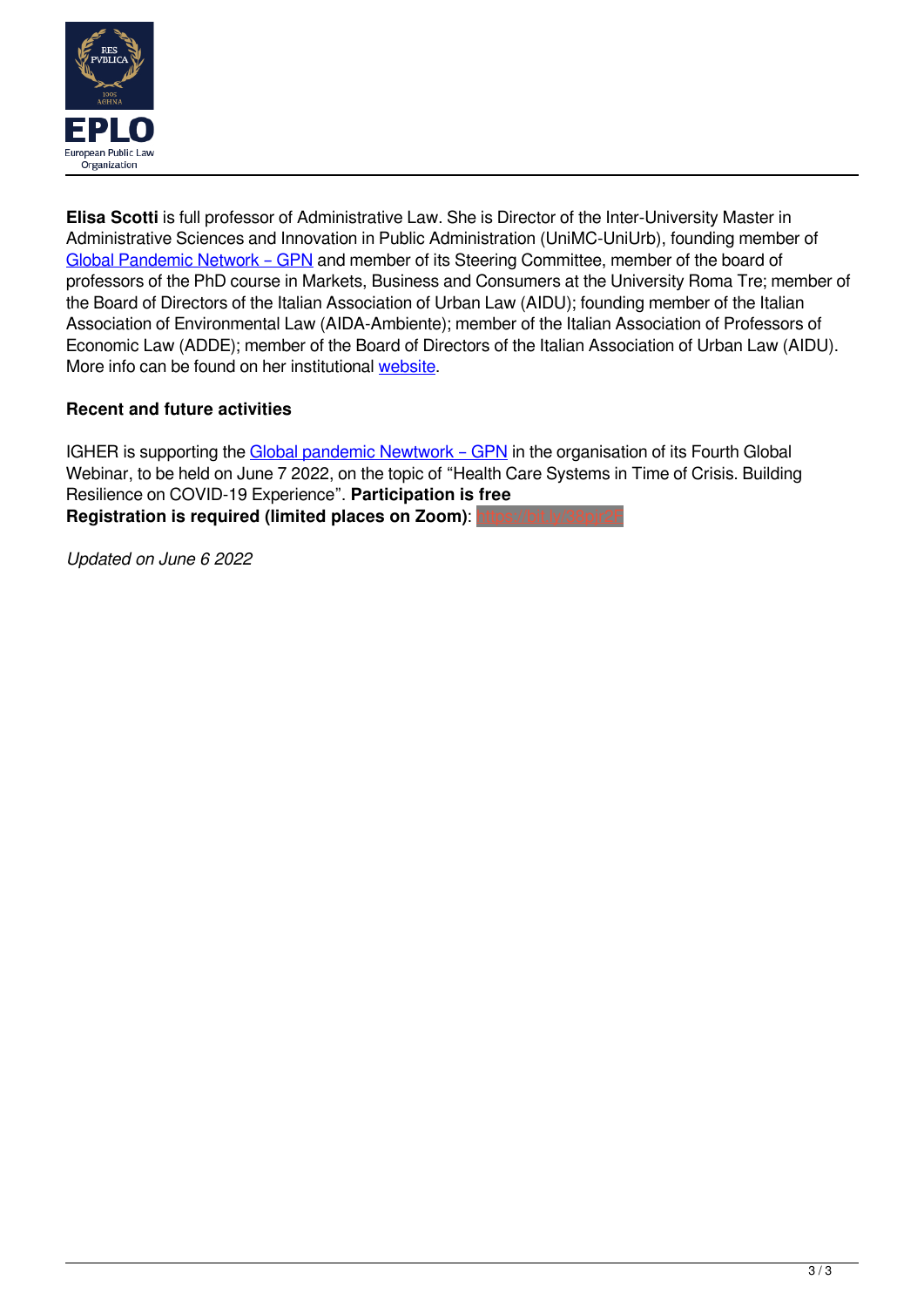**Elisa Scotti** is full professor of Administrative Law. She is Director of the Inter-University Master in Administrative Sciences and Innovation in Public Administration (UniMC-UniUrb), founding member of Global Pandemic Network – GPN and member of its Steering Committee, member of the board of professors of the PhD course in Markets, Business and Consumers at the University Roma Tre; member of the Board of Directors of the Italian Association of Urban Law (AIDU); founding member of the Italian Association of Environmental Law (AIDA-Ambiente); member of the Italian Association of Professors of Economic Law (ADDE); member of the Board of Directors of the Italian Association of Urban Law (AIDU). More info can be found on her institutional website.

**Recent and future activities**

IGHER is supporting the Global pandemic Newtwork – GPN in the organisation of its Fourth Global Webinar, to be held on June 7 2022, on the topic of "Health Care Systems in Time of Crisis. Building Resilience on COVID-19 Experience". **Participation is free**
**Registration is required (limited places on Zoom)**: https://bit.ly/38eicZF

*Updated on June 6 2022*